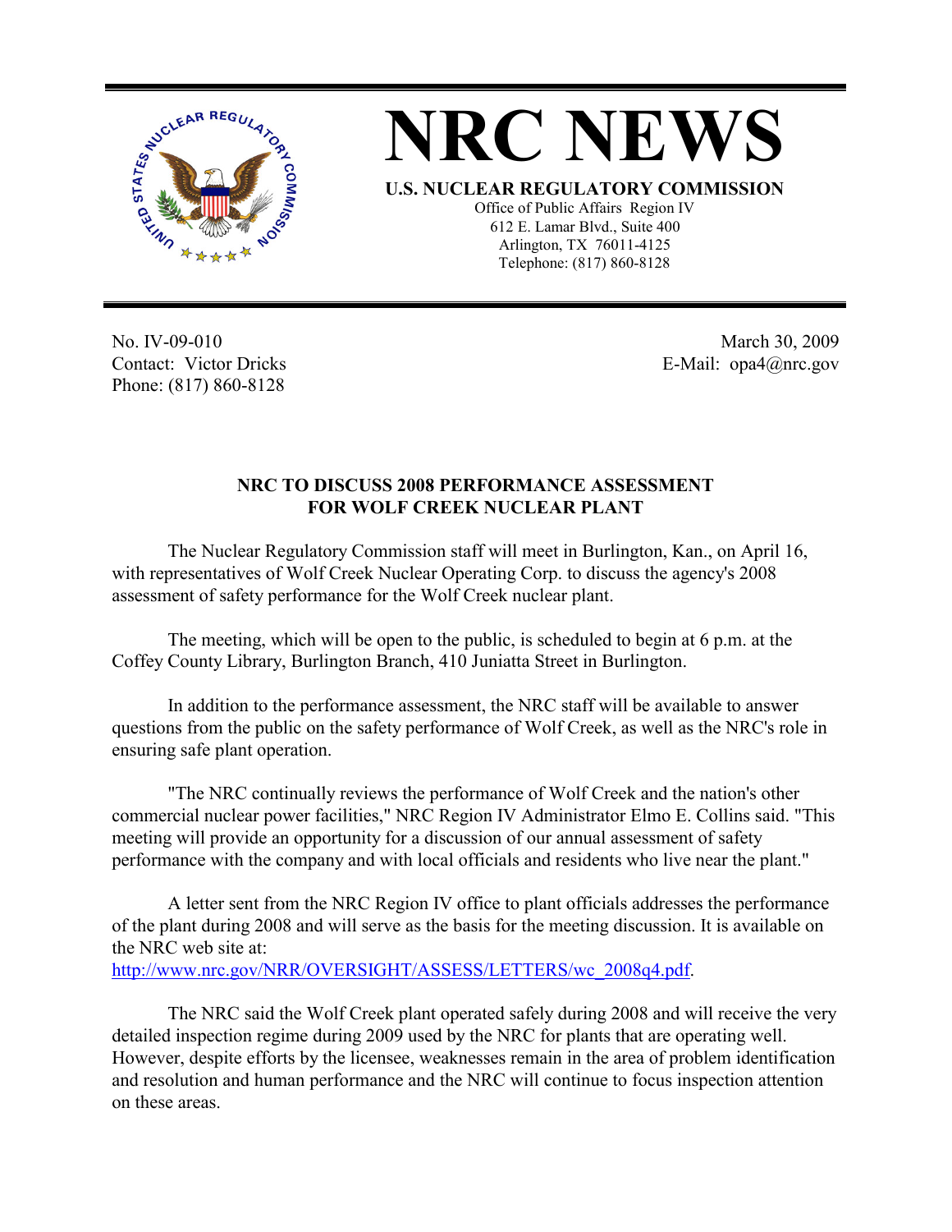# NRC NEWS

**U.S. NUCLEAR REGULATORY COMMISSION**

Office of Public Affairs Region IV
612 E. Lamar Blvd., Suite 400
Arlington, TX 76011-4125
Telephone: (817) 860-8128

No. IV-09-010
Contact: Victor Dricks
Phone: (817) 860-8128

March 30, 2009
E-Mail: opa4@nrc.gov

## NRC TO DISCUSS 2008 PERFORMANCE ASSESSMENT FOR WOLF CREEK NUCLEAR PLANT

The Nuclear Regulatory Commission staff will meet in Burlington, Kan., on April 16, with representatives of Wolf Creek Nuclear Operating Corp. to discuss the agency's 2008 assessment of safety performance for the Wolf Creek nuclear plant.

The meeting, which will be open to the public, is scheduled to begin at 6 p.m. at the Coffey County Library, Burlington Branch, 410 Juniatta Street in Burlington.

In addition to the performance assessment, the NRC staff will be available to answer questions from the public on the safety performance of Wolf Creek, as well as the NRC's role in ensuring safe plant operation.

"The NRC continually reviews the performance of Wolf Creek and the nation's other commercial nuclear power facilities," NRC Region IV Administrator Elmo E. Collins said. "This meeting will provide an opportunity for a discussion of our annual assessment of safety performance with the company and with local officials and residents who live near the plant."

A letter sent from the NRC Region IV office to plant officials addresses the performance of the plant during 2008 and will serve as the basis for the meeting discussion. It is available on the NRC web site at:
http://www.nrc.gov/NRR/OVERSIGHT/ASSESS/LETTERS/wc_2008q4.pdf.

The NRC said the Wolf Creek plant operated safely during 2008 and will receive the very detailed inspection regime during 2009 used by the NRC for plants that are operating well. However, despite efforts by the licensee, weaknesses remain in the area of problem identification and resolution and human performance and the NRC will continue to focus inspection attention on these areas.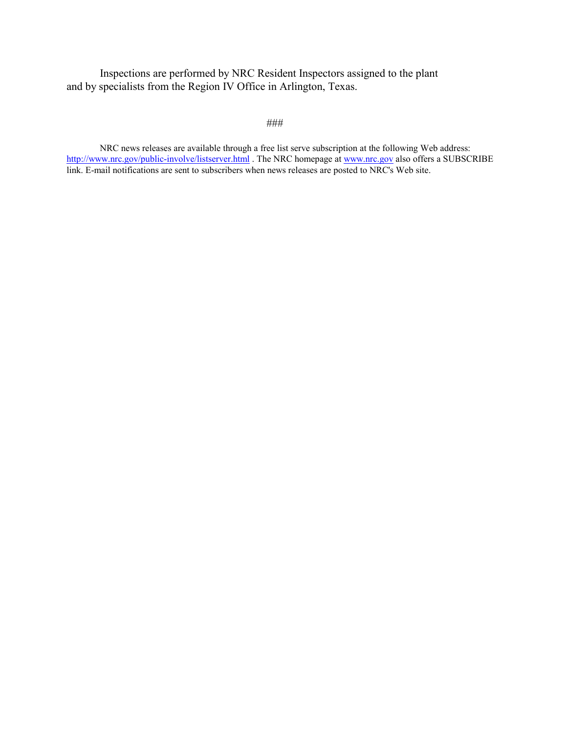Inspections are performed by NRC Resident Inspectors assigned to the plant and by specialists from the Region IV Office in Arlington, Texas.

###

NRC news releases are available through a free list serve subscription at the following Web address: http://www.nrc.gov/public-involve/listserver.html . The NRC homepage at www.nrc.gov also offers a SUBSCRIBE link. E-mail notifications are sent to subscribers when news releases are posted to NRC's Web site.